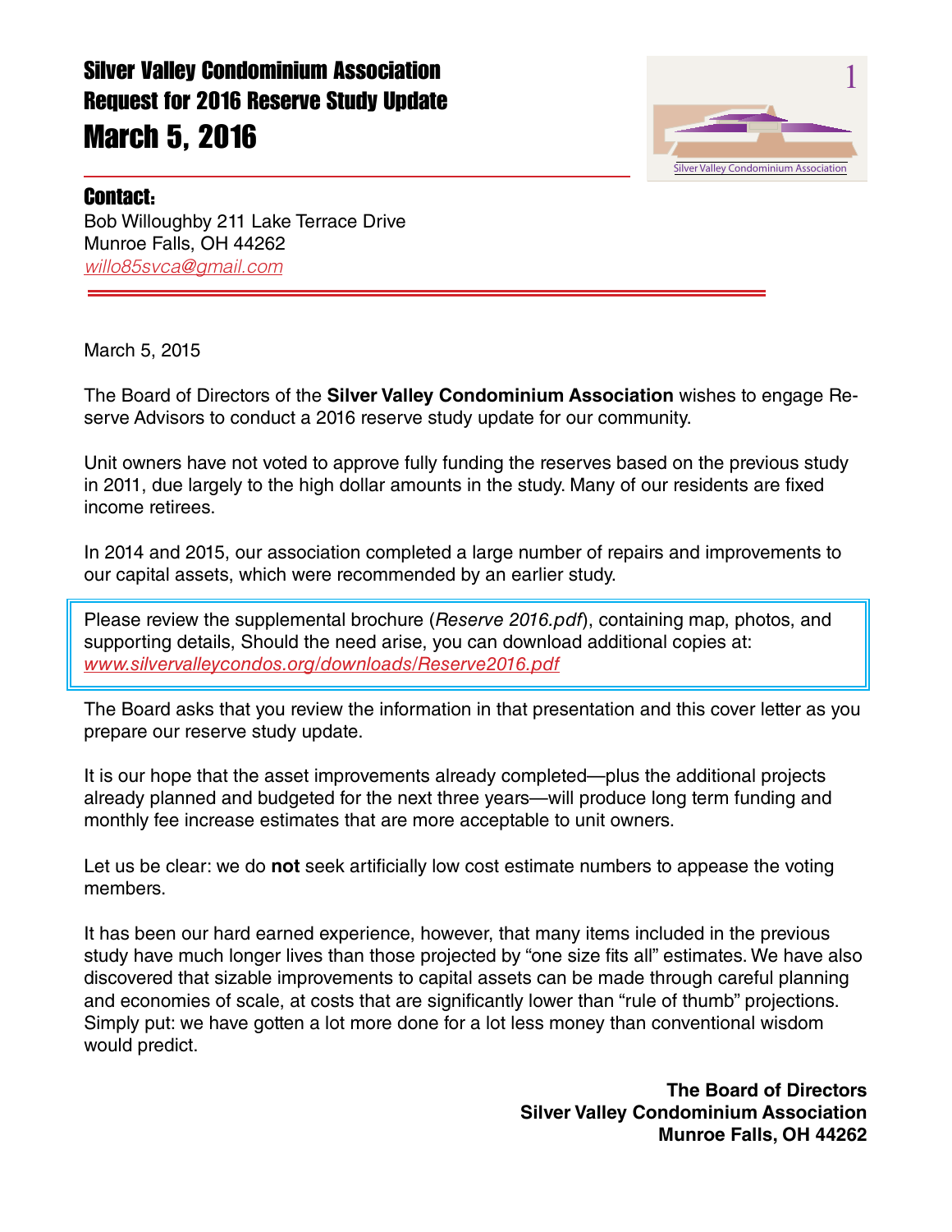# Silver Valley Condominium Association
## Request for 2016 Reserve Study Update
# March 5, 2016

Silver Valley Condominium Association

### Contact:

Bob Willoughby 211 Lake Terrace Drive
Munroe Falls, OH 44262
*willo85svca@gmail.com*

March 5, 2015

The Board of Directors of the **Silver Valley Condominium Association** wishes to engage Reserve Advisors to conduct a 2016 reserve study update for our community.

Unit owners have not voted to approve fully funding the reserves based on the previous study in 2011, due largely to the high dollar amounts in the study. Many of our residents are fixed income retirees.

In 2014 and 2015, our association completed a large number of repairs and improvements to our capital assets, which were recommended by an earlier study.

Please review the supplemental brochure (*Reserve 2016.pdf*), containing map, photos, and supporting details, Should the need arise, you can download additional copies at: *www.silvervalleycondos.org/downloads/Reserve2016.pdf*

The Board asks that you review the information in that presentation and this cover letter as you prepare our reserve study update.

It is our hope that the asset improvements already completed—plus the additional projects already planned and budgeted for the next three years—will produce long term funding and monthly fee increase estimates that are more acceptable to unit owners.

Let us be clear: we do **not** seek artificially low cost estimate numbers to appease the voting members.

It has been our hard earned experience, however, that many items included in the previous study have much longer lives than those projected by "one size fits all" estimates. We have also discovered that sizable improvements to capital assets can be made through careful planning and economies of scale, at costs that are significantly lower than "rule of thumb" projections. Simply put: we have gotten a lot more done for a lot less money than conventional wisdom would predict.

**The Board of Directors**
**Silver Valley Condominium Association**
**Munroe Falls, OH 44262**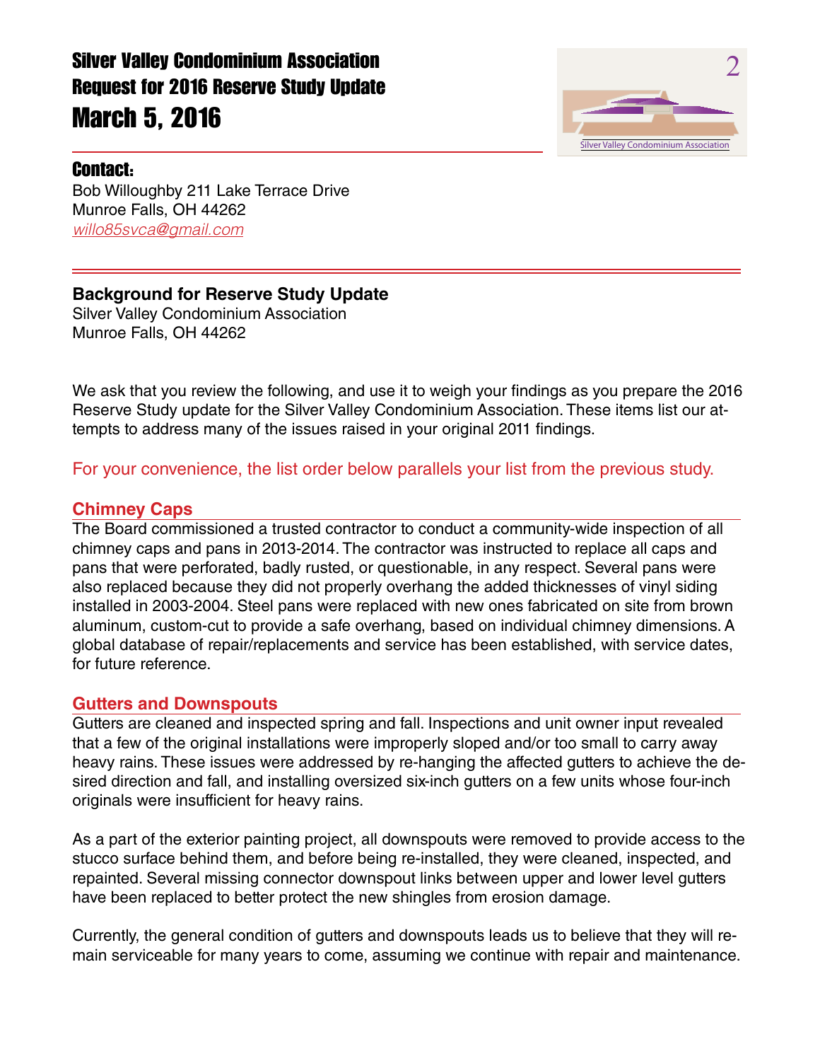# Silver Valley Condominium Association
## Request for 2016 Reserve Study Update
## March 5, 2016

### Contact:

Bob Willoughby 211 Lake Terrace Drive
Munroe Falls, OH 44262
*willo85svca@gmail.com*

**Background for Reserve Study Update**
Silver Valley Condominium Association
Munroe Falls, OH 44262

We ask that you review the following, and use it to weigh your findings as you prepare the 2016 Reserve Study update for the Silver Valley Condominium Association. These items list our attempts to address many of the issues raised in your original 2011 findings.

For your convenience, the list order below parallels your list from the previous study.

### Chimney Caps

The Board commissioned a trusted contractor to conduct a community-wide inspection of all chimney caps and pans in 2013-2014. The contractor was instructed to replace all caps and pans that were perforated, badly rusted, or questionable, in any respect. Several pans were also replaced because they did not properly overhang the added thicknesses of vinyl siding installed in 2003-2004. Steel pans were replaced with new ones fabricated on site from brown aluminum, custom-cut to provide a safe overhang, based on individual chimney dimensions. A global database of repair/replacements and service has been established, with service dates, for future reference.

### Gutters and Downspouts

Gutters are cleaned and inspected spring and fall. Inspections and unit owner input revealed that a few of the original installations were improperly sloped and/or too small to carry away heavy rains. These issues were addressed by re-hanging the affected gutters to achieve the desired direction and fall, and installing oversized six-inch gutters on a few units whose four-inch originals were insufficient for heavy rains.

As a part of the exterior painting project, all downspouts were removed to provide access to the stucco surface behind them, and before being re-installed, they were cleaned, inspected, and repainted. Several missing connector downspout links between upper and lower level gutters have been replaced to better protect the new shingles from erosion damage.

Currently, the general condition of gutters and downspouts leads us to believe that they will remain serviceable for many years to come, assuming we continue with repair and maintenance.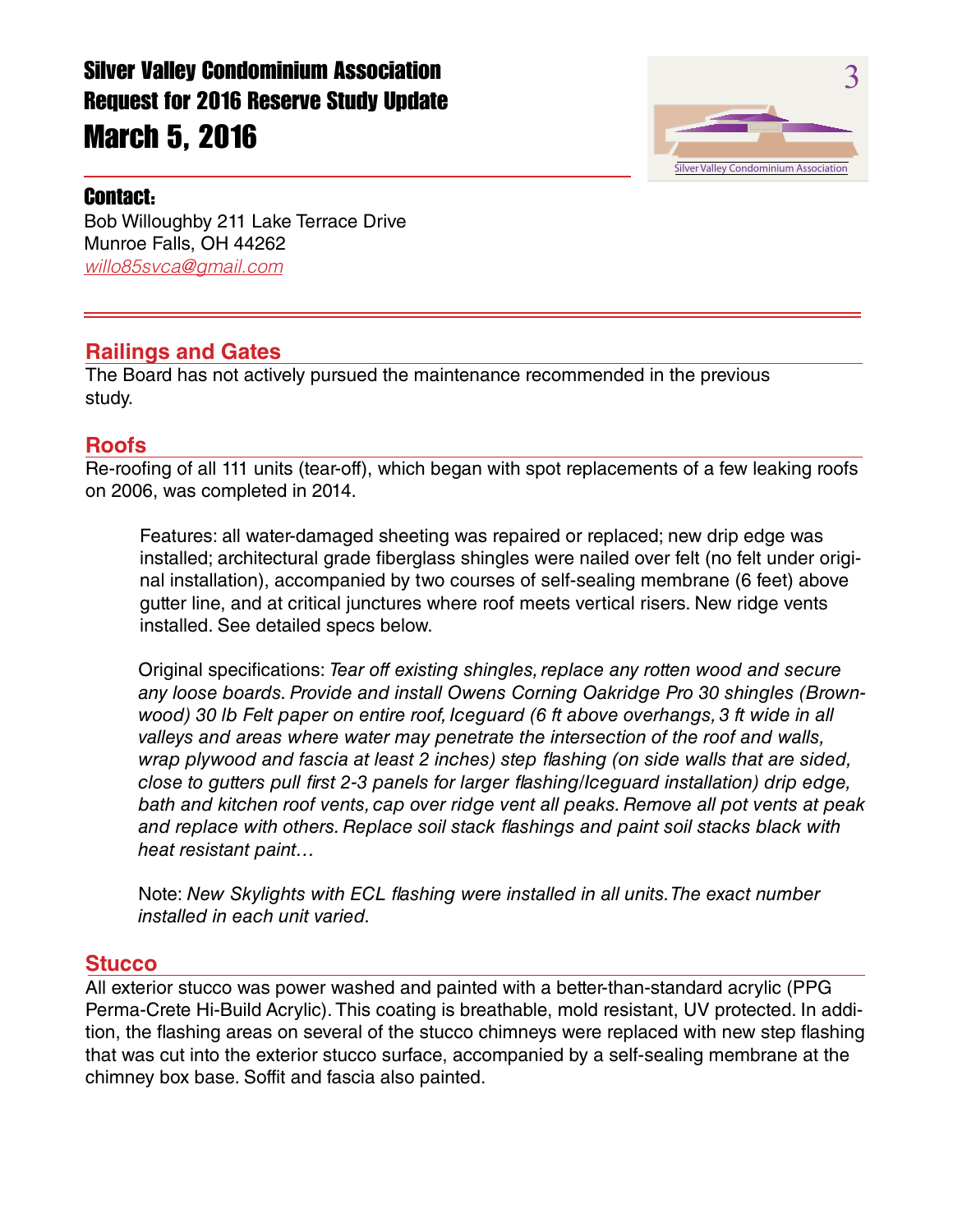# Silver Valley Condominium Association
# Request for 2016 Reserve Study Update
# March 5, 2016

## Contact:

Bob Willoughby 211 Lake Terrace Drive
Munroe Falls, OH 44262
*willo85svca@gmail.com*

## Railings and Gates

The Board has not actively pursued the maintenance recommended in the previous study.

## Roofs

Re-roofing of all 111 units (tear-off), which began with spot replacements of a few leaking roofs on 2006, was completed in 2014.

> Features: all water-damaged sheeting was repaired or replaced; new drip edge was installed; architectural grade fiberglass shingles were nailed over felt (no felt under original installation), accompanied by two courses of self-sealing membrane (6 feet) above gutter line, and at critical junctures where roof meets vertical risers. New ridge vents installed. See detailed specs below.
>
> Original specifications: *Tear off existing shingles, replace any rotten wood and secure any loose boards. Provide and install Owens Corning Oakridge Pro 30 shingles (Brownwood) 30 lb Felt paper on entire roof, Iceguard (6 ft above overhangs, 3 ft wide in all valleys and areas where water may penetrate the intersection of the roof and walls, wrap plywood and fascia at least 2 inches) step flashing (on side walls that are sided, close to gutters pull first 2-3 panels for larger flashing/Iceguard installation) drip edge, bath and kitchen roof vents, cap over ridge vent all peaks. Remove all pot vents at peak and replace with others. Replace soil stack flashings and paint soil stacks black with heat resistant paint…*
>
> Note: *New Skylights with ECL flashing were installed in all units. The exact number installed in each unit varied.*

## Stucco

All exterior stucco was power washed and painted with a better-than-standard acrylic (PPG Perma-Crete Hi-Build Acrylic). This coating is breathable, mold resistant, UV protected. In addition, the flashing areas on several of the stucco chimneys were replaced with new step flashing that was cut into the exterior stucco surface, accompanied by a self-sealing membrane at the chimney box base. Soffit and fascia also painted.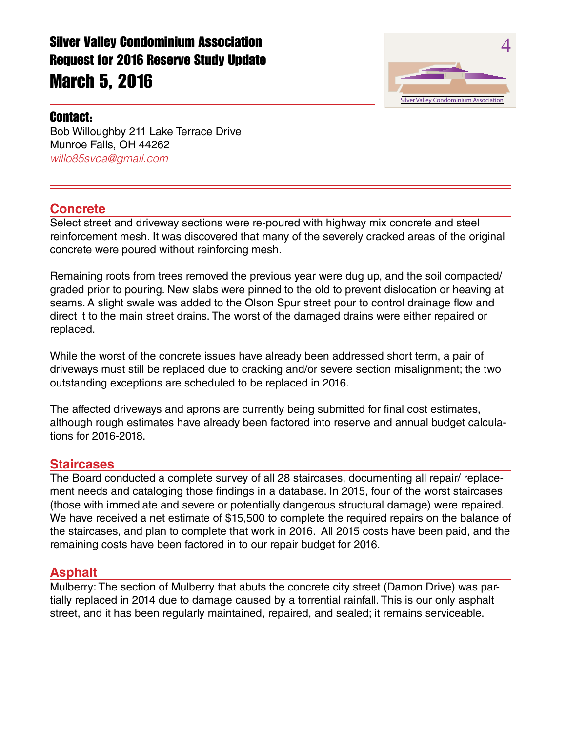# Silver Valley Condominium Association
# Request for 2016 Reserve Study Update
# March 5, 2016

## Contact:

Bob Willoughby 211 Lake Terrace Drive
Munroe Falls, OH 44262
*willo85svca@gmail.com*

## Concrete

Select street and driveway sections were re-poured with highway mix concrete and steel reinforcement mesh. It was discovered that many of the severely cracked areas of the original concrete were poured without reinforcing mesh.

Remaining roots from trees removed the previous year were dug up, and the soil compacted/ graded prior to pouring. New slabs were pinned to the old to prevent dislocation or heaving at seams. A slight swale was added to the Olson Spur street pour to control drainage flow and direct it to the main street drains. The worst of the damaged drains were either repaired or replaced.

While the worst of the concrete issues have already been addressed short term, a pair of driveways must still be replaced due to cracking and/or severe section misalignment; the two outstanding exceptions are scheduled to be replaced in 2016.

The affected driveways and aprons are currently being submitted for final cost estimates, although rough estimates have already been factored into reserve and annual budget calculations for 2016-2018.

## Staircases

The Board conducted a complete survey of all 28 staircases, documenting all repair/ replacement needs and cataloging those findings in a database. In 2015, four of the worst staircases (those with immediate and severe or potentially dangerous structural damage) were repaired. We have received a net estimate of $15,500 to complete the required repairs on the balance of the staircases, and plan to complete that work in 2016. All 2015 costs have been paid, and the remaining costs have been factored in to our repair budget for 2016.

## Asphalt

Mulberry: The section of Mulberry that abuts the concrete city street (Damon Drive) was partially replaced in 2014 due to damage caused by a torrential rainfall. This is our only asphalt street, and it has been regularly maintained, repaired, and sealed; it remains serviceable.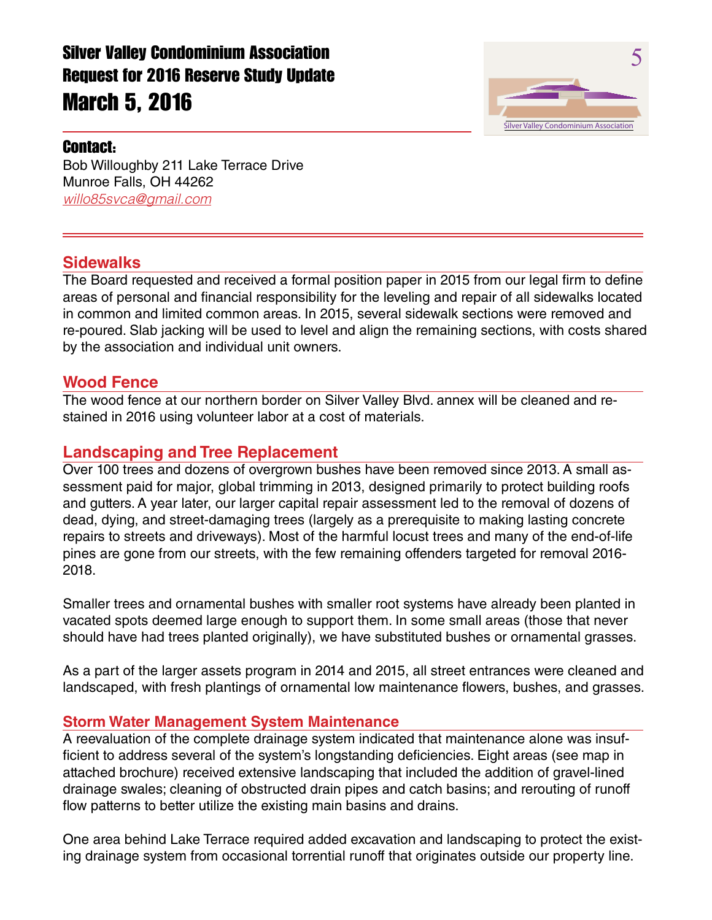# Silver Valley Condominium Association
# Request for 2016 Reserve Study Update
# March 5, 2016

### Contact:

Bob Willoughby 211 Lake Terrace Drive
Munroe Falls, OH 44262
*willo85svca@gmail.com*

## Sidewalks

The Board requested and received a formal position paper in 2015 from our legal firm to define areas of personal and financial responsibility for the leveling and repair of all sidewalks located in common and limited common areas. In 2015, several sidewalk sections were removed and re-poured. Slab jacking will be used to level and align the remaining sections, with costs shared by the association and individual unit owners.

## Wood Fence

The wood fence at our northern border on Silver Valley Blvd. annex will be cleaned and re-stained in 2016 using volunteer labor at a cost of materials.

## Landscaping and Tree Replacement

Over 100 trees and dozens of overgrown bushes have been removed since 2013. A small assessment paid for major, global trimming in 2013, designed primarily to protect building roofs and gutters. A year later, our larger capital repair assessment led to the removal of dozens of dead, dying, and street-damaging trees (largely as a prerequisite to making lasting concrete repairs to streets and driveways). Most of the harmful locust trees and many of the end-of-life pines are gone from our streets, with the few remaining offenders targeted for removal 2016-2018.

Smaller trees and ornamental bushes with smaller root systems have already been planted in vacated spots deemed large enough to support them. In some small areas (those that never should have had trees planted originally), we have substituted bushes or ornamental grasses.

As a part of the larger assets program in 2014 and 2015, all street entrances were cleaned and landscaped, with fresh plantings of ornamental low maintenance flowers, bushes, and grasses.

## Storm Water Management System Maintenance

A reevaluation of the complete drainage system indicated that maintenance alone was insufficient to address several of the system's longstanding deficiencies. Eight areas (see map in attached brochure) received extensive landscaping that included the addition of gravel-lined drainage swales; cleaning of obstructed drain pipes and catch basins; and rerouting of runoff flow patterns to better utilize the existing main basins and drains.

One area behind Lake Terrace required added excavation and landscaping to protect the existing drainage system from occasional torrential runoff that originates outside our property line.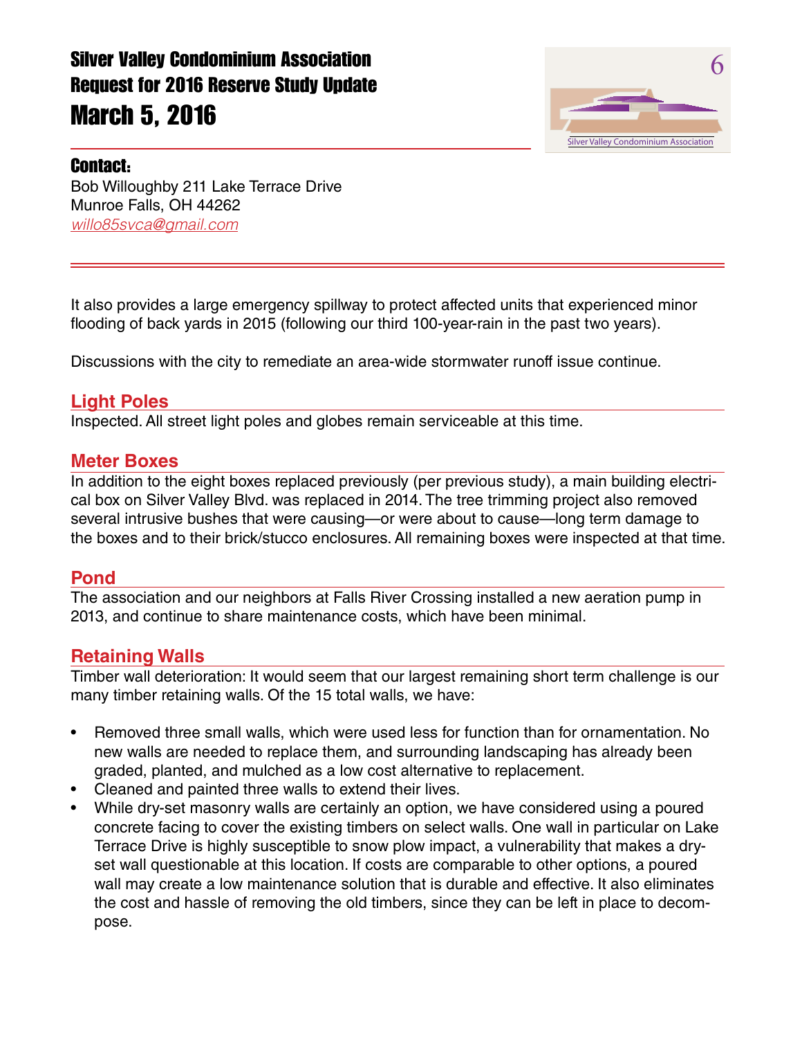# Silver Valley Condominium Association
# Request for 2016 Reserve Study Update
# March 5, 2016

**Contact:**
Bob Willoughby 211 Lake Terrace Drive
Munroe Falls, OH 44262
*willo85svca@gmail.com*

---

It also provides a large emergency spillway to protect affected units that experienced minor flooding of back yards in 2015 (following our third 100-year-rain in the past two years).

Discussions with the city to remediate an area-wide stormwater runoff issue continue.

## Light Poles

Inspected. All street light poles and globes remain serviceable at this time.

## Meter Boxes

In addition to the eight boxes replaced previously (per previous study), a main building electrical box on Silver Valley Blvd. was replaced in 2014. The tree trimming project also removed several intrusive bushes that were causing—or were about to cause—long term damage to the boxes and to their brick/stucco enclosures. All remaining boxes were inspected at that time.

## Pond

The association and our neighbors at Falls River Crossing installed a new aeration pump in 2013, and continue to share maintenance costs, which have been minimal.

## Retaining Walls

Timber wall deterioration: It would seem that our largest remaining short term challenge is our many timber retaining walls. Of the 15 total walls, we have:

- Removed three small walls, which were used less for function than for ornamentation. No new walls are needed to replace them, and surrounding landscaping has already been graded, planted, and mulched as a low cost alternative to replacement.
- Cleaned and painted three walls to extend their lives.
- While dry-set masonry walls are certainly an option, we have considered using a poured concrete facing to cover the existing timbers on select walls. One wall in particular on Lake Terrace Drive is highly susceptible to snow plow impact, a vulnerability that makes a dry-set wall questionable at this location. If costs are comparable to other options, a poured wall may create a low maintenance solution that is durable and effective. It also eliminates the cost and hassle of removing the old timbers, since they can be left in place to decompose.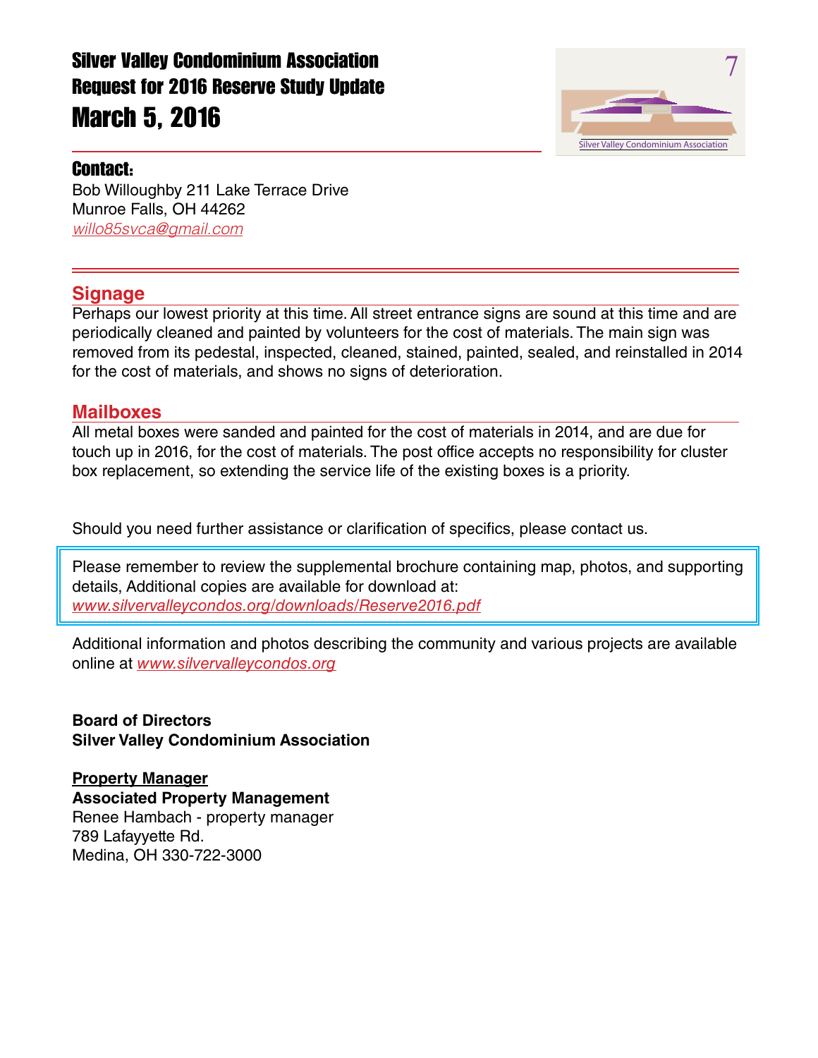# Silver Valley Condominium Association
# Request for 2016 Reserve Study Update
# March 5, 2016

## Contact:

Bob Willoughby 211 Lake Terrace Drive
Munroe Falls, OH 44262
*willo85svca@gmail.com*

## Signage

Perhaps our lowest priority at this time. All street entrance signs are sound at this time and are periodically cleaned and painted by volunteers for the cost of materials. The main sign was removed from its pedestal, inspected, cleaned, stained, painted, sealed, and reinstalled in 2014 for the cost of materials, and shows no signs of deterioration.

## Mailboxes

All metal boxes were sanded and painted for the cost of materials in 2014, and are due for touch up in 2016, for the cost of materials. The post office accepts no responsibility for cluster box replacement, so extending the service life of the existing boxes is a priority.

Should you need further assistance or clarification of specifics, please contact us.

Please remember to review the supplemental brochure containing map, photos, and supporting details, Additional copies are available for download at:
*www.silvervalleycondos.org/downloads/Reserve2016.pdf*

Additional information and photos describing the community and various projects are available online at *www.silvervalleycondos.org*

**Board of Directors**
**Silver Valley Condominium Association**

**Property Manager**
**Associated Property Management**
Renee Hambach - property manager
789 Lafayyette Rd.
Medina, OH 330-722-3000